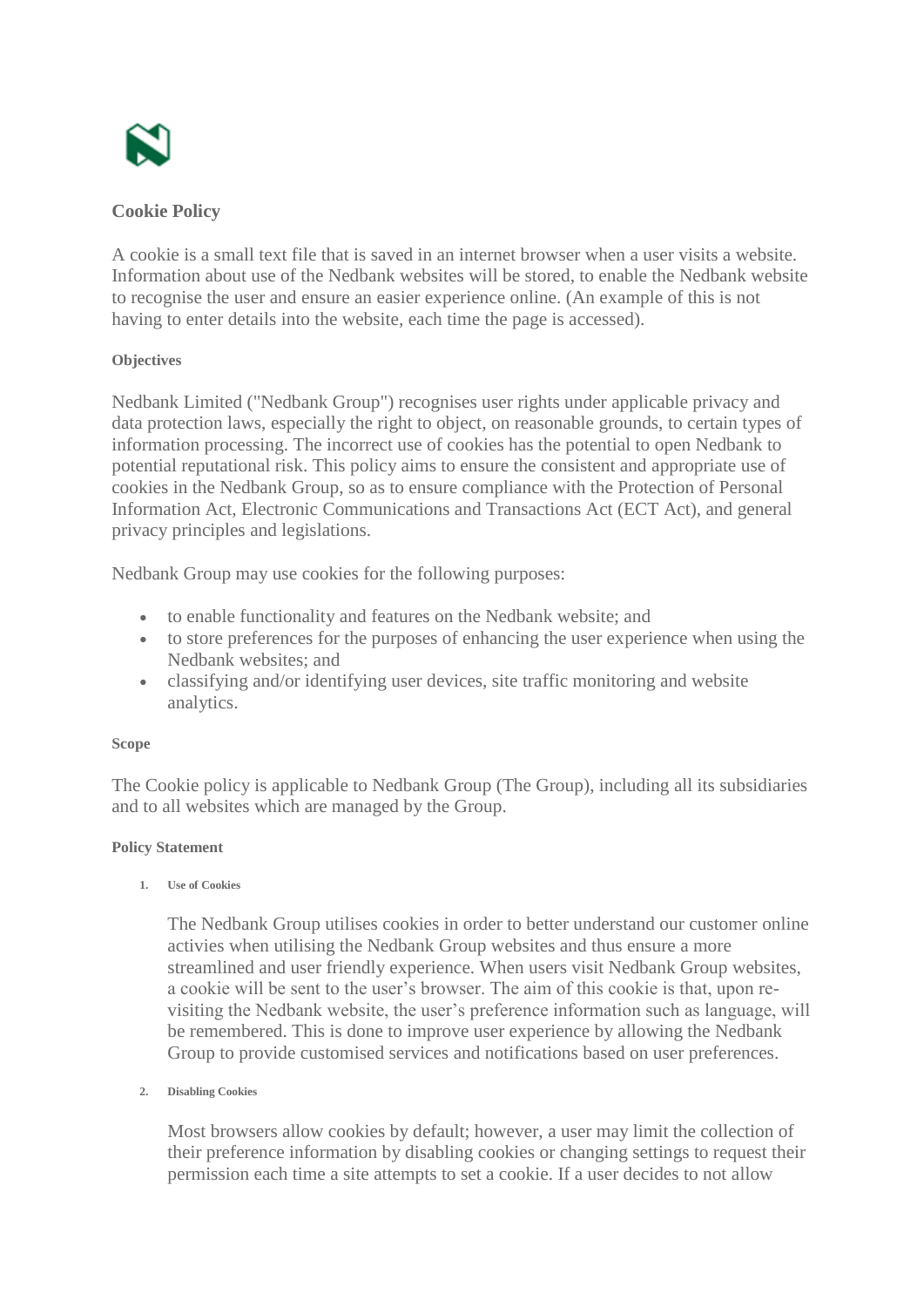# Cookie Policy

A cookie is a small text file that is saved in an internet browser when a user visits a website. Information about use of the Nedbank websites will be stored, to enable the Nedbank website to recognise the user and ensure an easier experience online. (An example of this is not having to enter details into the website, each time the page is accessed).

### Objectives

Nedbank Limited ("Nedbank Group") recognises user rights under applicable privacy and data protection laws, especially the right to object, on reasonable grounds, to certain types of information processing. The incorrect use of cookies has the potential to open Nedbank to potential reputational risk. This policy aims to ensure the consistent and appropriate use of cookies in the Nedbank Group, so as to ensure compliance with the Protection of Personal Information Act, Electronic Communications and Transactions Act (ECT Act), and general privacy principles and legislations.

Nedbank Group may use cookies for the following purposes:

- to enable functionality and features on the Nedbank website; and
- to store preferences for the purposes of enhancing the user experience when using the Nedbank websites; and
- classifying and/or identifying user devices, site traffic monitoring and website analytics.

### Scope

The Cookie policy is applicable to Nedbank Group (The Group), including all its subsidiaries and to all websites which are managed by the Group.

### Policy Statement

1. **Use of Cookies**

   The Nedbank Group utilises cookies in order to better understand our customer online activies when utilising the Nedbank Group websites and thus ensure a more streamlined and user friendly experience. When users visit Nedbank Group websites, a cookie will be sent to the user's browser. The aim of this cookie is that, upon re-visiting the Nedbank website, the user's preference information such as language, will be remembered. This is done to improve user experience by allowing the Nedbank Group to provide customised services and notifications based on user preferences.

2. **Disabling Cookies**

   Most browsers allow cookies by default; however, a user may limit the collection of their preference information by disabling cookies or changing settings to request their permission each time a site attempts to set a cookie. If a user decides to not allow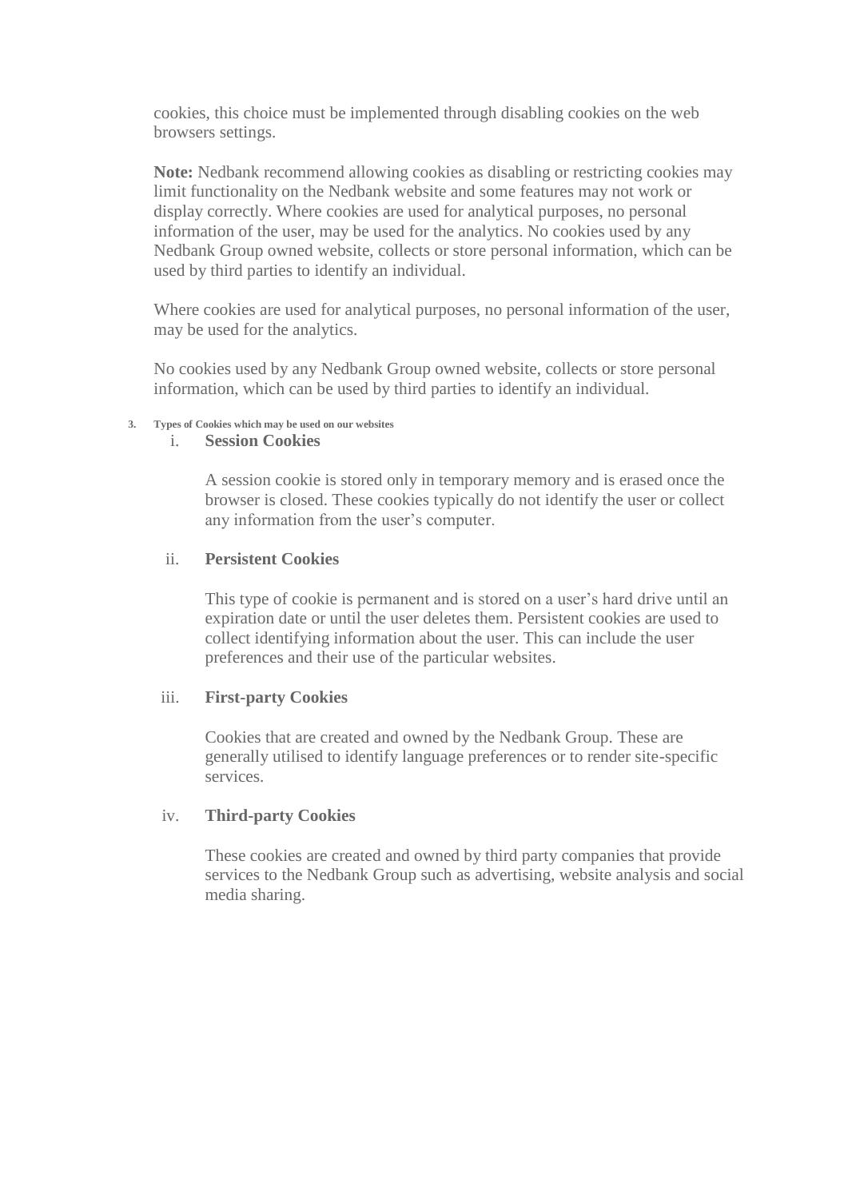cookies, this choice must be implemented through disabling cookies on the web browsers settings.

**Note:** Nedbank recommend allowing cookies as disabling or restricting cookies may limit functionality on the Nedbank website and some features may not work or display correctly. Where cookies are used for analytical purposes, no personal information of the user, may be used for the analytics. No cookies used by any Nedbank Group owned website, collects or store personal information, which can be used by third parties to identify an individual.

Where cookies are used for analytical purposes, no personal information of the user, may be used for the analytics.

No cookies used by any Nedbank Group owned website, collects or store personal information, which can be used by third parties to identify an individual.

**3. Types of Cookies which may be used on our websites**

i. **Session Cookies**

A session cookie is stored only in temporary memory and is erased once the browser is closed. These cookies typically do not identify the user or collect any information from the user's computer.

ii. **Persistent Cookies**

This type of cookie is permanent and is stored on a user's hard drive until an expiration date or until the user deletes them. Persistent cookies are used to collect identifying information about the user. This can include the user preferences and their use of the particular websites.

iii. **First-party Cookies**

Cookies that are created and owned by the Nedbank Group. These are generally utilised to identify language preferences or to render site-specific services.

iv. **Third-party Cookies**

These cookies are created and owned by third party companies that provide services to the Nedbank Group such as advertising, website analysis and social media sharing.